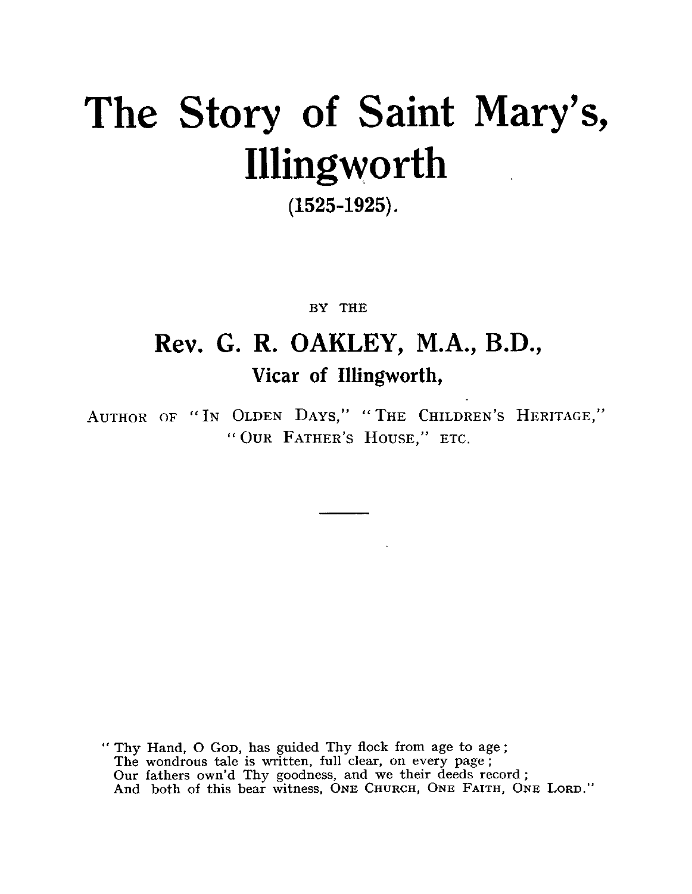# The Story of Saint Mary's, Illingworth

**(1525-1925).**

BY THE

## Rev. G. R. OAKLEY, M.A., B.D.,

### Vicar of Illingworth,

AUTHOR OF "IN OLDEN DAYS," "THE CHILDREN'S HERITAGE," "OUR FATHER'S HOUSE," ETC.

---

"Thy Hand, O GOD, has guided Thy flock from age to age;
The wondrous tale is written, full clear, on every page;
Our fathers own'd Thy goodness, and we their deeds record;
And both of this bear witness, ONE CHURCH, ONE FAITH, ONE LORD."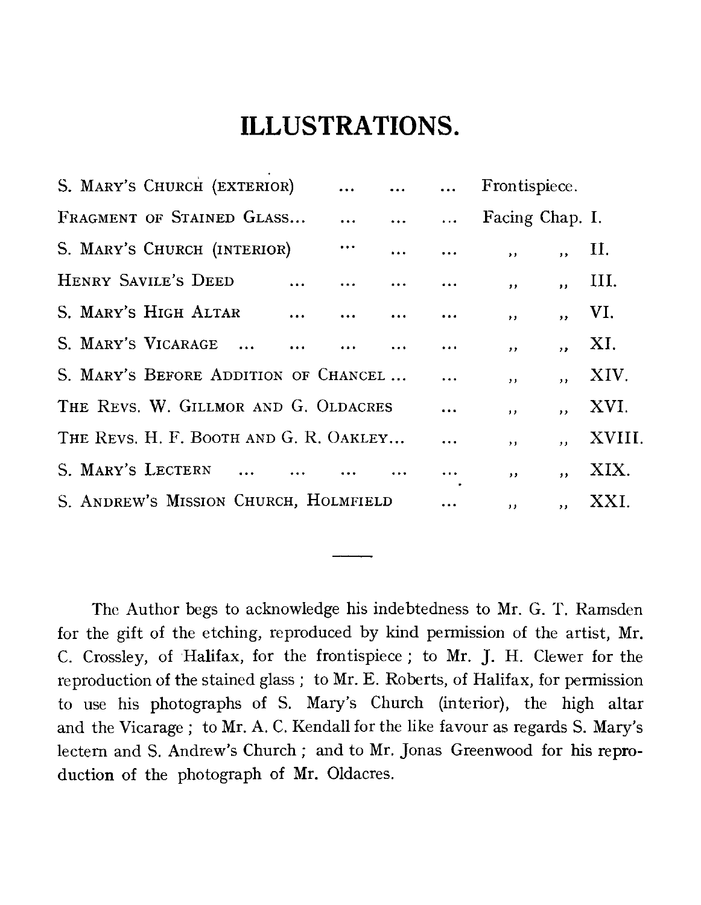# ILLUSTRATIONS.

| | |
|---|---|
| S. MARY'S CHURCH (EXTERIOR) ... ... ... | Frontispiece. |
| FRAGMENT OF STAINED GLASS... ... ... ... | Facing Chap. I. |
| S. MARY'S CHURCH (INTERIOR) ... ... ... | ,, ,, II. |
| HENRY SAVILE'S DEED ... ... ... ... | ,, ,, III. |
| S. MARY'S HIGH ALTAR ... ... ... ... | ,, ,, VI. |
| S. MARY'S VICARAGE ... ... ... ... ... | ,, ,, XI. |
| S. MARY'S BEFORE ADDITION OF CHANCEL ... ... | ,, ,, XIV. |
| THE REVS. W. GILLMOR AND G. OLDACRES ... | ,, ,, XVI. |
| THE REVS. H. F. BOOTH AND G. R. OAKLEY... ... | ,, ,, XVIII. |
| S. MARY'S LECTERN ... ... ... ... ... | ,, ,, XIX. |
| S. ANDREW'S MISSION CHURCH, HOLMFIELD ... | ,, ,, XXI. |

---

The Author begs to acknowledge his indebtedness to Mr. G. T. Ramsden for the gift of the etching, reproduced by kind permission of the artist, Mr. C. Crossley, of Halifax, for the frontispiece; to Mr. J. H. Clewer for the reproduction of the stained glass; to Mr. E. Roberts, of Halifax, for permission to use his photographs of S. Mary's Church (interior), the high altar and the Vicarage; to Mr. A. C. Kendall for the like favour as regards S. Mary's lectern and S. Andrew's Church; and to Mr. Jonas Greenwood for his reproduction of the photograph of Mr. Oldacres.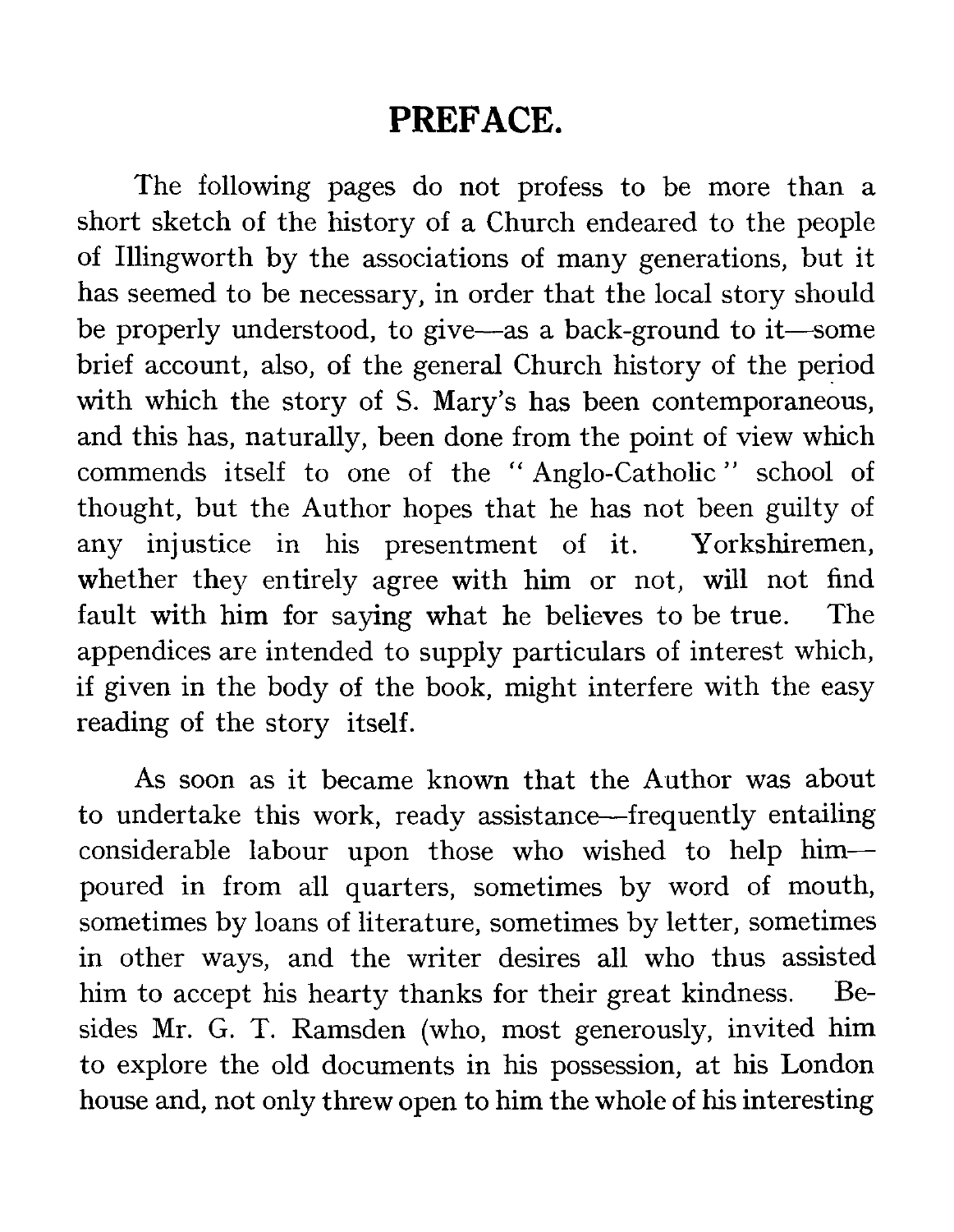# PREFACE.

The following pages do not profess to be more than a short sketch of the history of a Church endeared to the people of Illingworth by the associations of many generations, but it has seemed to be necessary, in order that the local story should be properly understood, to give—as a back-ground to it—some brief account, also, of the general Church history of the period with which the story of S. Mary's has been contemporaneous, and this has, naturally, been done from the point of view which commends itself to one of the "Anglo-Catholic" school of thought, but the Author hopes that he has not been guilty of any injustice in his presentment of it. Yorkshiremen, whether they entirely agree with him or not, will not find fault with him for saying what he believes to be true. The appendices are intended to supply particulars of interest which, if given in the body of the book, might interfere with the easy reading of the story itself.

As soon as it became known that the Author was about to undertake this work, ready assistance—frequently entailing considerable labour upon those who wished to help him—poured in from all quarters, sometimes by word of mouth, sometimes by loans of literature, sometimes by letter, sometimes in other ways, and the writer desires all who thus assisted him to accept his hearty thanks for their great kindness. Besides Mr. G. T. Ramsden (who, most generously, invited him to explore the old documents in his possession, at his London house and, not only threw open to him the whole of his interesting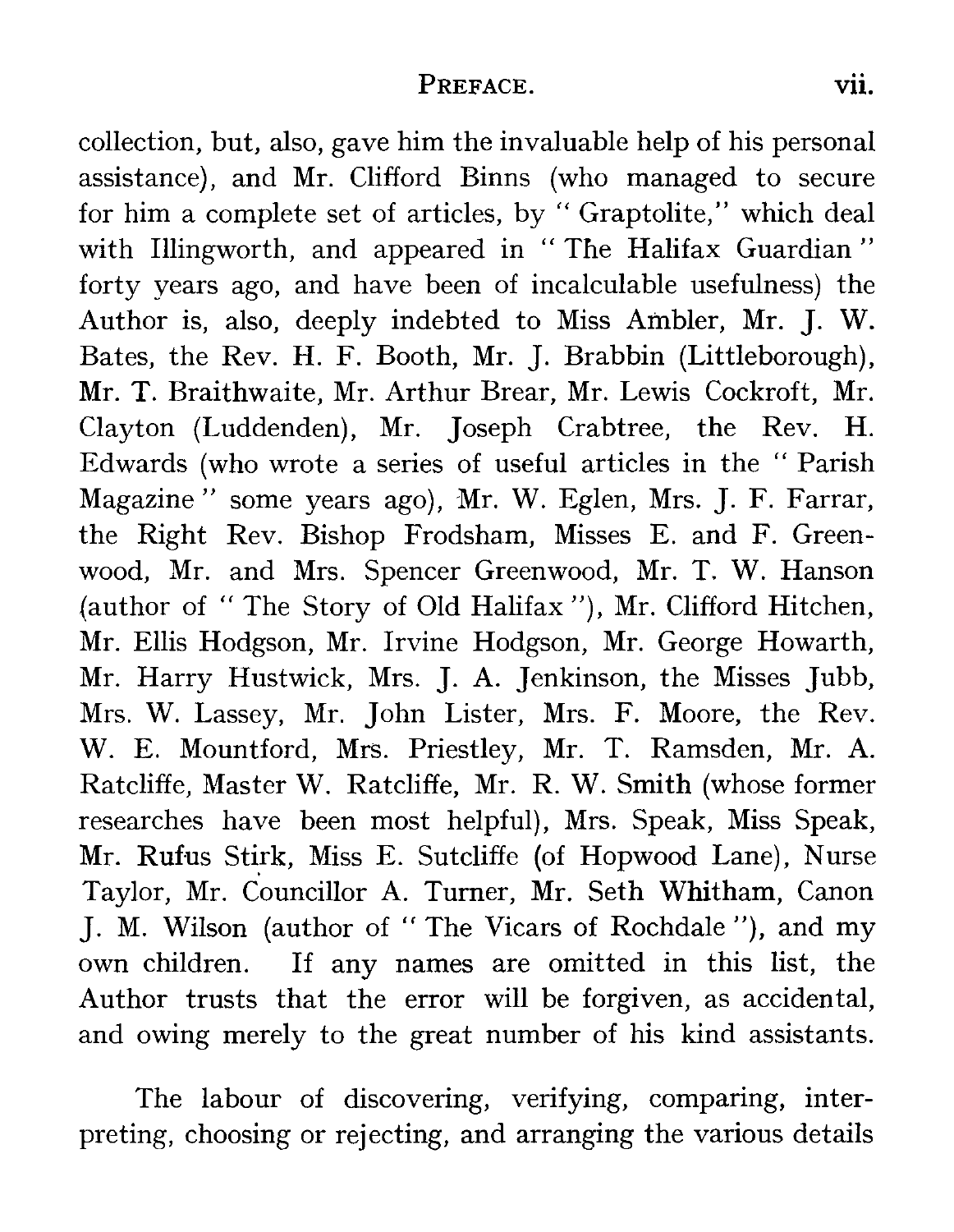collection, but, also, gave him the invaluable help of his personal assistance), and Mr. Clifford Binns (who managed to secure for him a complete set of articles, by " Graptolite," which deal with Illingworth, and appeared in " The Halifax Guardian " forty years ago, and have been of incalculable usefulness) the Author is, also, deeply indebted to Miss Ambler, Mr. J. W. Bates, the Rev. H. F. Booth, Mr. J. Brabbin (Littleborough), Mr. T. Braithwaite, Mr. Arthur Brear, Mr. Lewis Cockroft, Mr. Clayton (Luddenden), Mr. Joseph Crabtree, the Rev. H. Edwards (who wrote a series of useful articles in the " Parish Magazine " some years ago), Mr. W. Eglen, Mrs. J. F. Farrar, the Right Rev. Bishop Frodsham, Misses E. and F. Greenwood, Mr. and Mrs. Spencer Greenwood, Mr. T. W. Hanson (author of " The Story of Old Halifax "), Mr. Clifford Hitchen, Mr. Ellis Hodgson, Mr. Irvine Hodgson, Mr. George Howarth, Mr. Harry Hustwick, Mrs. J. A. Jenkinson, the Misses Jubb, Mrs. W. Lassey, Mr. John Lister, Mrs. F. Moore, the Rev. W. E. Mountford, Mrs. Priestley, Mr. T. Ramsden, Mr. A. Ratcliffe, Master W. Ratcliffe, Mr. R. W. Smith (whose former researches have been most helpful), Mrs. Speak, Miss Speak, Mr. Rufus Stirk, Miss E. Sutcliffe (of Hopwood Lane), Nurse Taylor, Mr. Councillor A. Turner, Mr. Seth Whitham, Canon J. M. Wilson (author of " The Vicars of Rochdale "), and my own children. If any names are omitted in this list, the Author trusts that the error will be forgiven, as accidental, and owing merely to the great number of his kind assistants.

The labour of discovering, verifying, comparing, interpreting, choosing or rejecting, and arranging the various details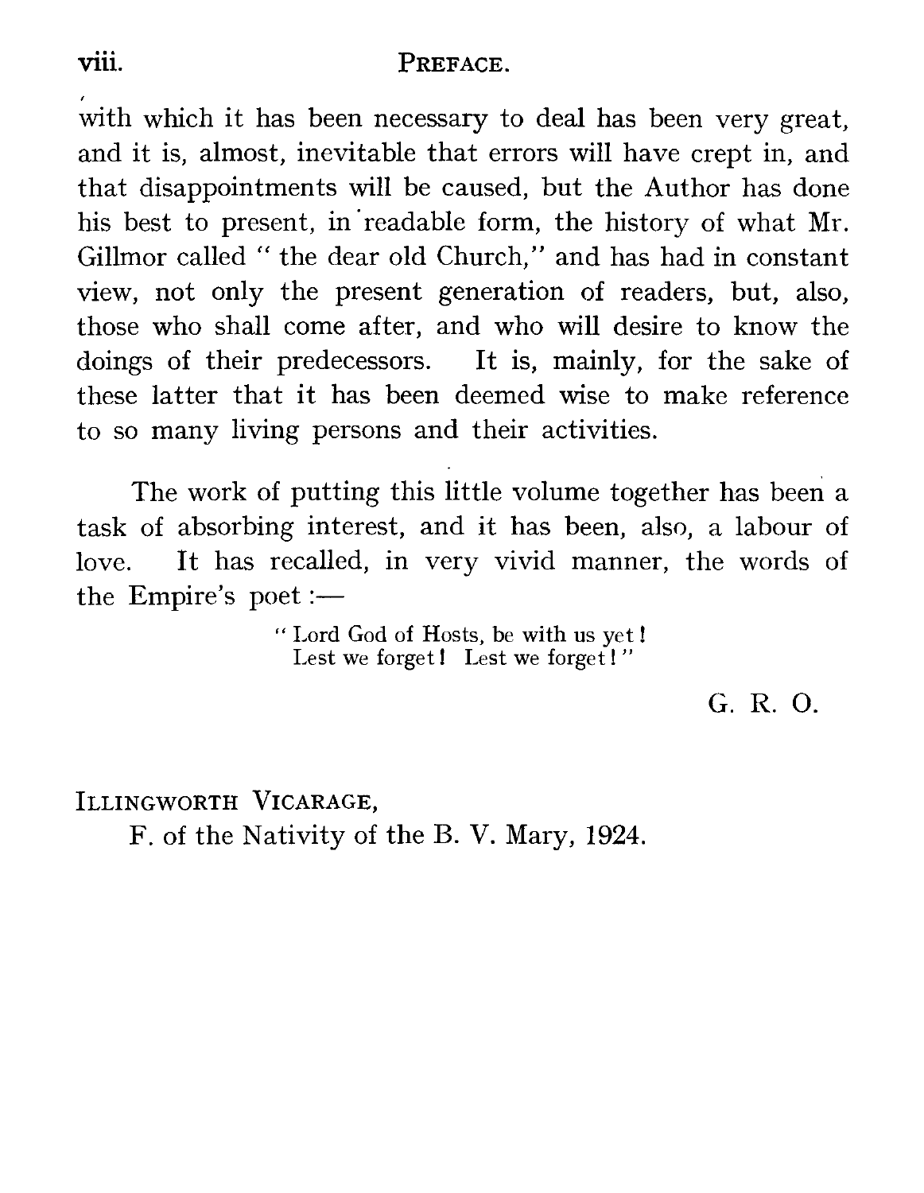with which it has been necessary to deal has been very great, and it is, almost, inevitable that errors will have crept in, and that disappointments will be caused, but the Author has done his best to present, in readable form, the history of what Mr. Gillmor called " the dear old Church," and has had in constant view, not only the present generation of readers, but, also, those who shall come after, and who will desire to know the doings of their predecessors. It is, mainly, for the sake of these latter that it has been deemed wise to make reference to so many living persons and their activities.

The work of putting this little volume together has been a task of absorbing interest, and it has been, also, a labour of love. It has recalled, in very vivid manner, the words of the Empire's poet :—

> " Lord God of Hosts, be with us yet!
> Lest we forget! Lest we forget! "

G. R. O.

ILLINGWORTH VICARAGE,
F. of the Nativity of the B. V. Mary, 1924.